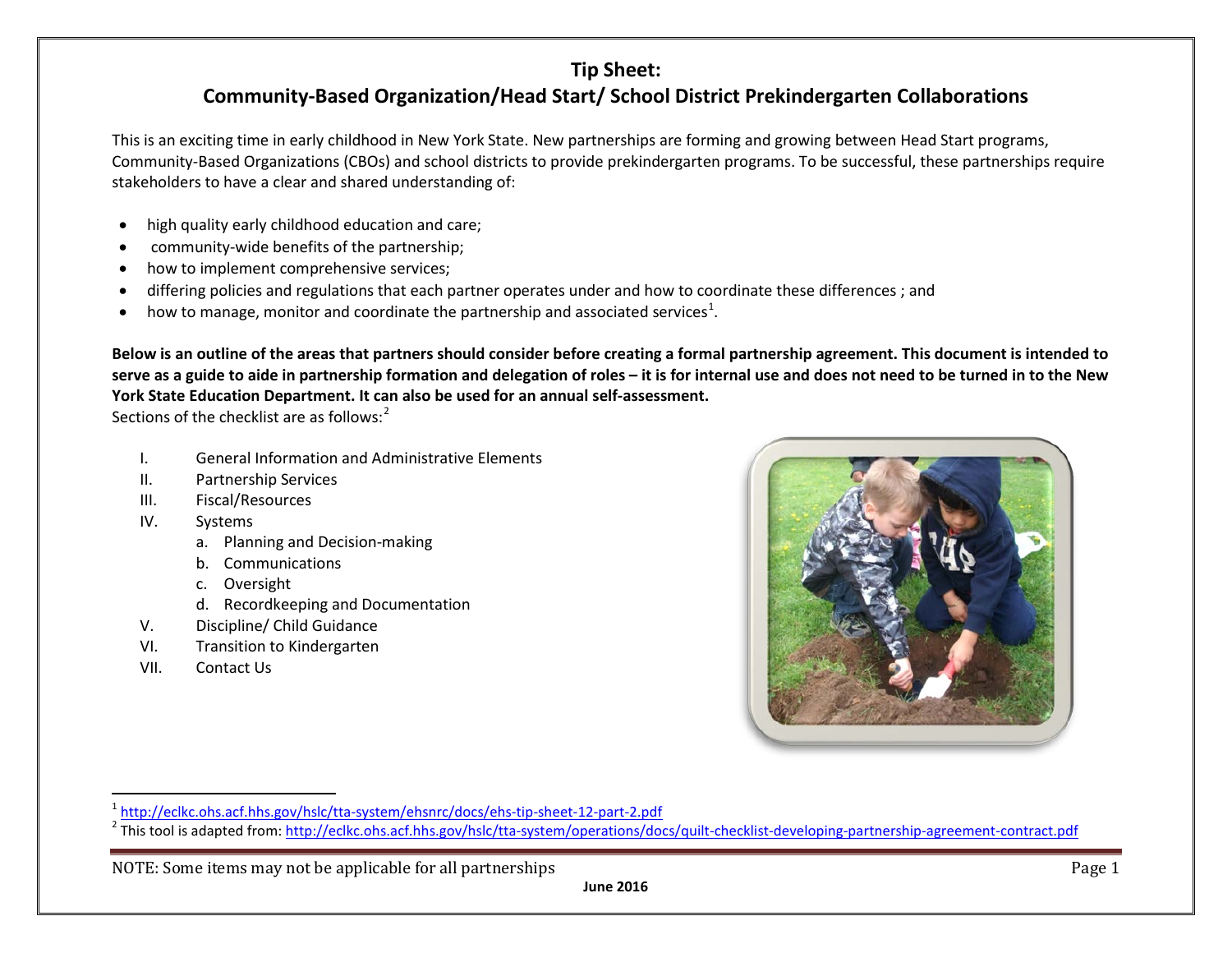# Tip Sheet:
## Community-Based Organization/Head Start/ School District Prekindergarten Collaborations

This is an exciting time in early childhood in New York State. New partnerships are forming and growing between Head Start programs, Community-Based Organizations (CBOs) and school districts to provide prekindergarten programs. To be successful, these partnerships require stakeholders to have a clear and shared understanding of:

- high quality early childhood education and care;
- community-wide benefits of the partnership;
- how to implement comprehensive services;
- differing policies and regulations that each partner operates under and how to coordinate these differences ; and
- how to manage, monitor and coordinate the partnership and associated services[1].

**Below is an outline of the areas that partners should consider before creating a formal partnership agreement. This document is intended to serve as a guide to aide in partnership formation and delegation of roles – it is for internal use and does not need to be turned in to the New York State Education Department. It can also be used for an annual self-assessment.**

Sections of the checklist are as follows:[2]

I. General Information and Administrative Elements
II. Partnership Services
III. Fiscal/Resources
IV. Systems
   a. Planning and Decision-making
   b. Communications
   c. Oversight
   d. Recordkeeping and Documentation
V. Discipline/ Child Guidance
VI. Transition to Kindergarten
VII. Contact Us

[1] http://eclkc.ohs.acf.hhs.gov/hslc/tta-system/ehsnrc/docs/ehs-tip-sheet-12-part-2.pdf

[2] This tool is adapted from: http://eclkc.ohs.acf.hhs.gov/hslc/tta-system/operations/docs/quilt-checklist-developing-partnership-agreement-contract.pdf

NOTE: Some items may not be applicable for all partnerships

June 2016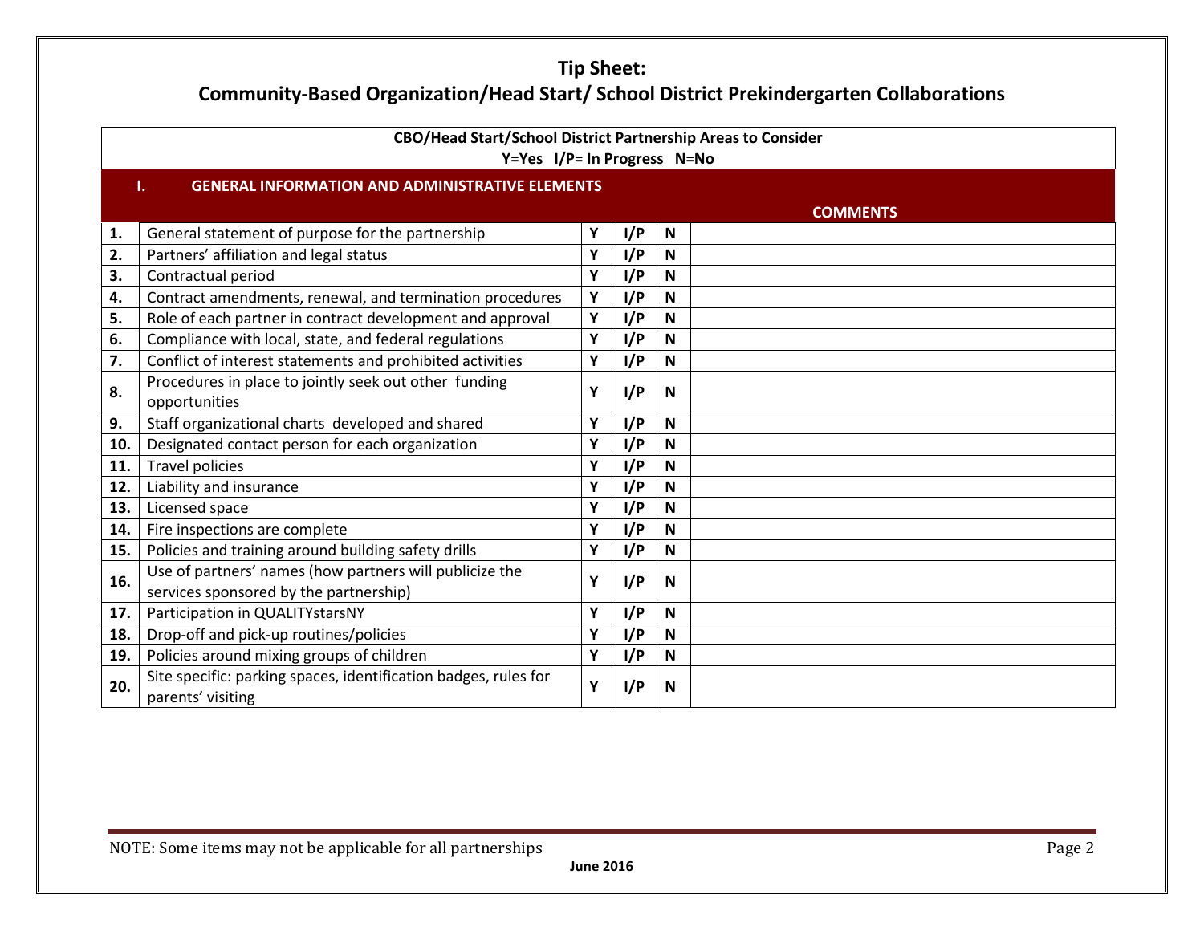# Tip Sheet:
# Community-Based Organization/Head Start/ School District Prekindergarten Collaborations

**CBO/Head Start/School District Partnership Areas to Consider**
**Y=Yes I/P= In Progress N=No**

## I. GENERAL INFORMATION AND ADMINISTRATIVE ELEMENTS

| | | | | | COMMENTS |
|---|---|---|---|---|---|
| **1.** | General statement of purpose for the partnership | **Y** | **I/P** | **N** | |
| **2.** | Partners' affiliation and legal status | **Y** | **I/P** | **N** | |
| **3.** | Contractual period | **Y** | **I/P** | **N** | |
| **4.** | Contract amendments, renewal, and termination procedures | **Y** | **I/P** | **N** | |
| **5.** | Role of each partner in contract development and approval | **Y** | **I/P** | **N** | |
| **6.** | Compliance with local, state, and federal regulations | **Y** | **I/P** | **N** | |
| **7.** | Conflict of interest statements and prohibited activities | **Y** | **I/P** | **N** | |
| **8.** | Procedures in place to jointly seek out other funding opportunities | **Y** | **I/P** | **N** | |
| **9.** | Staff organizational charts developed and shared | **Y** | **I/P** | **N** | |
| **10.** | Designated contact person for each organization | **Y** | **I/P** | **N** | |
| **11.** | Travel policies | **Y** | **I/P** | **N** | |
| **12.** | Liability and insurance | **Y** | **I/P** | **N** | |
| **13.** | Licensed space | **Y** | **I/P** | **N** | |
| **14.** | Fire inspections are complete | **Y** | **I/P** | **N** | |
| **15.** | Policies and training around building safety drills | **Y** | **I/P** | **N** | |
| **16.** | Use of partners' names (how partners will publicize the services sponsored by the partnership) | **Y** | **I/P** | **N** | |
| **17.** | Participation in QUALITYstarsNY | **Y** | **I/P** | **N** | |
| **18.** | Drop-off and pick-up routines/policies | **Y** | **I/P** | **N** | |
| **19.** | Policies around mixing groups of children | **Y** | **I/P** | **N** | |
| **20.** | Site specific: parking spaces, identification badges, rules for parents' visiting | **Y** | **I/P** | **N** | |

NOTE: Some items may not be applicable for all partnerships

**June 2016**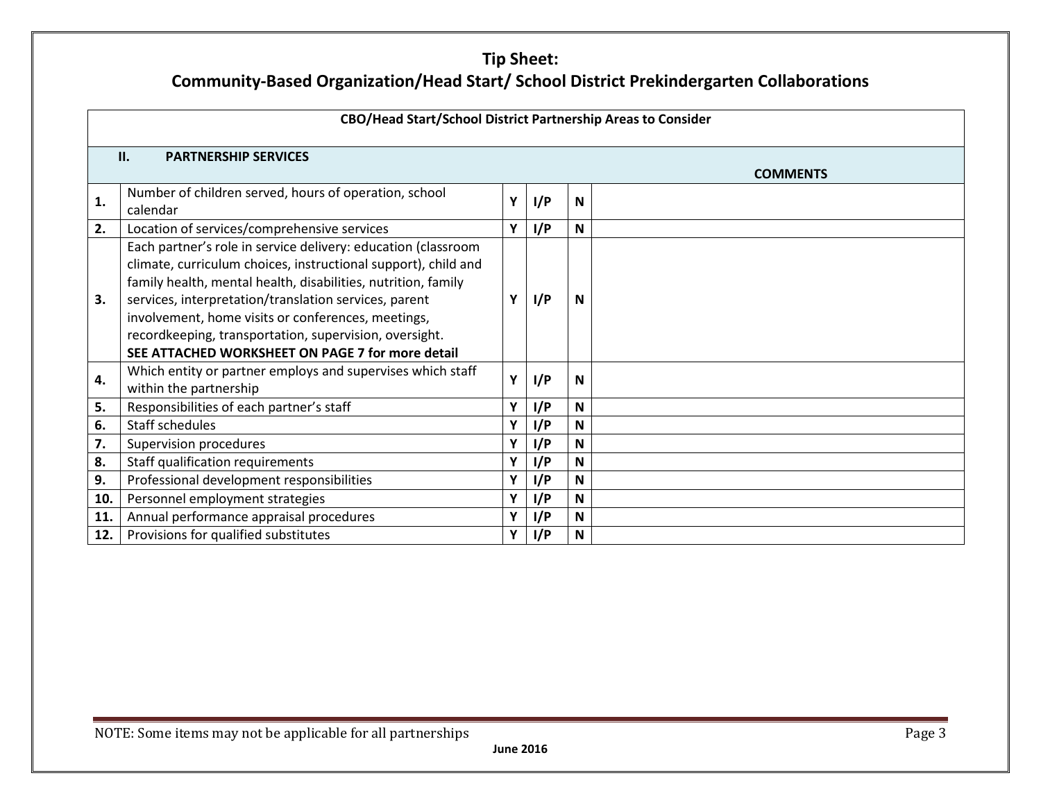# Tip Sheet:
# Community-Based Organization/Head Start/ School District Prekindergarten Collaborations

| CBO/Head Start/School District Partnership Areas to Consider | | | | | |
|---|---|---|---|---|---|
| **II.** | **PARTNERSHIP SERVICES** | | | | **COMMENTS** |
| **1.** | Number of children served, hours of operation, school calendar | **Y** | **I/P** | **N** | |
| **2.** | Location of services/comprehensive services | **Y** | **I/P** | **N** | |
| **3.** | Each partner's role in service delivery: education (classroom climate, curriculum choices, instructional support), child and family health, mental health, disabilities, nutrition, family services, interpretation/translation services, parent involvement, home visits or conferences, meetings, recordkeeping, transportation, supervision, oversight. **SEE ATTACHED WORKSHEET ON PAGE 7 for more detail** | **Y** | **I/P** | **N** | |
| **4.** | Which entity or partner employs and supervises which staff within the partnership | **Y** | **I/P** | **N** | |
| **5.** | Responsibilities of each partner's staff | **Y** | **I/P** | **N** | |
| **6.** | Staff schedules | **Y** | **I/P** | **N** | |
| **7.** | Supervision procedures | **Y** | **I/P** | **N** | |
| **8.** | Staff qualification requirements | **Y** | **I/P** | **N** | |
| **9.** | Professional development responsibilities | **Y** | **I/P** | **N** | |
| **10.** | Personnel employment strategies | **Y** | **I/P** | **N** | |
| **11.** | Annual performance appraisal procedures | **Y** | **I/P** | **N** | |
| **12.** | Provisions for qualified substitutes | **Y** | **I/P** | **N** | |

NOTE: Some items may not be applicable for all partnerships

**June 2016**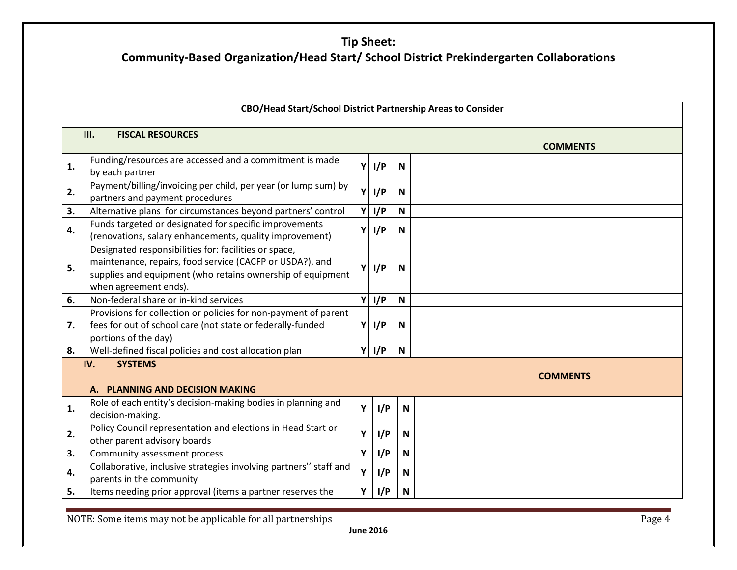# Tip Sheet:
## Community-Based Organization/Head Start/ School District Prekindergarten Collaborations

| CBO/Head Start/School District Partnership Areas to Consider | | | | | |
|---|---|---|---|---|---|
| **III. FISCAL RESOURCES** | | | | | **COMMENTS** |
| **1.** | Funding/resources are accessed and a commitment is made by each partner | **Y** | **I/P** | **N** | |
| **2.** | Payment/billing/invoicing per child, per year (or lump sum) by partners and payment procedures | **Y** | **I/P** | **N** | |
| **3.** | Alternative plans for circumstances beyond partners' control | **Y** | **I/P** | **N** | |
| **4.** | Funds targeted or designated for specific improvements (renovations, salary enhancements, quality improvement) | **Y** | **I/P** | **N** | |
| **5.** | Designated responsibilities for: facilities or space, maintenance, repairs, food service (CACFP or USDA?), and supplies and equipment (who retains ownership of equipment when agreement ends). | **Y** | **I/P** | **N** | |
| **6.** | Non-federal share or in-kind services | **Y** | **I/P** | **N** | |
| **7.** | Provisions for collection or policies for non-payment of parent fees for out of school care (not state or federally-funded portions of the day) | **Y** | **I/P** | **N** | |
| **8.** | Well-defined fiscal policies and cost allocation plan | **Y** | **I/P** | **N** | |
| **IV. SYSTEMS** | | | | | **COMMENTS** |
| **A. PLANNING AND DECISION MAKING** | | | | | |
| **1.** | Role of each entity's decision-making bodies in planning and decision-making. | **Y** | **I/P** | **N** | |
| **2.** | Policy Council representation and elections in Head Start or other parent advisory boards | **Y** | **I/P** | **N** | |
| **3.** | Community assessment process | **Y** | **I/P** | **N** | |
| **4.** | Collaborative, inclusive strategies involving partners'' staff and parents in the community | **Y** | **I/P** | **N** | |
| **5.** | Items needing prior approval (items a partner reserves the | **Y** | **I/P** | **N** | |

NOTE: Some items may not be applicable for all partnerships

**June 2016**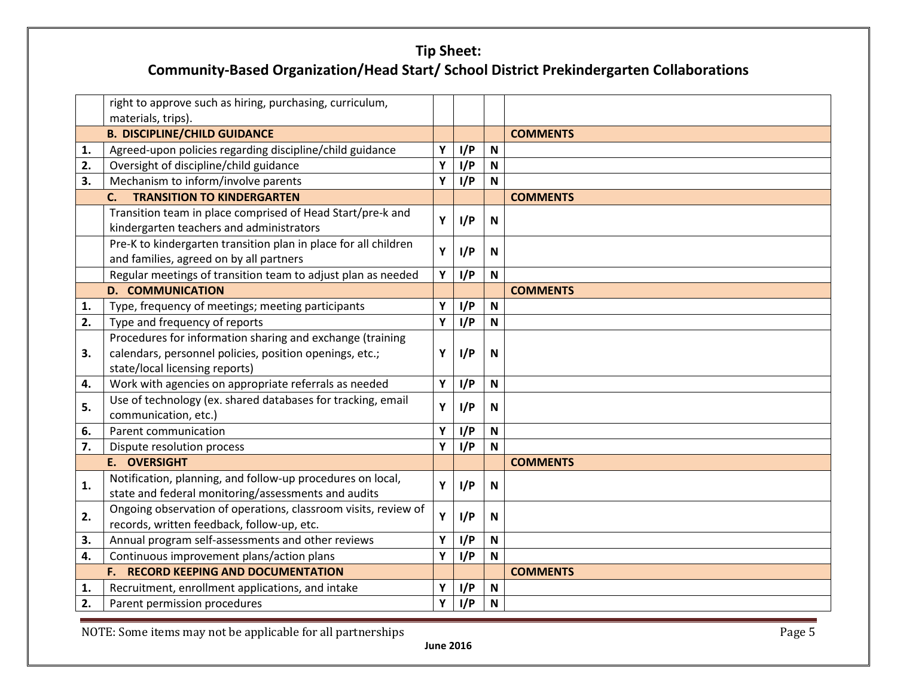## Tip Sheet:
## Community-Based Organization/Head Start/ School District Prekindergarten Collaborations

| | | | | | |
|---|---|---|---|---|---|
| | right to approve such as hiring, purchasing, curriculum, materials, trips). | | | | |
| | **B. DISCIPLINE/CHILD GUIDANCE** | | | | **COMMENTS** |
| **1.** | Agreed-upon policies regarding discipline/child guidance | **Y** | **I/P** | **N** | |
| **2.** | Oversight of discipline/child guidance | **Y** | **I/P** | **N** | |
| **3.** | Mechanism to inform/involve parents | **Y** | **I/P** | **N** | |
| | **C. TRANSITION TO KINDERGARTEN** | | | | **COMMENTS** |
| | Transition team in place comprised of Head Start/pre-k and kindergarten teachers and administrators | **Y** | **I/P** | **N** | |
| | Pre-K to kindergarten transition plan in place for all children and families, agreed on by all partners | **Y** | **I/P** | **N** | |
| | Regular meetings of transition team to adjust plan as needed | **Y** | **I/P** | **N** | |
| | **D. COMMUNICATION** | | | | **COMMENTS** |
| **1.** | Type, frequency of meetings; meeting participants | **Y** | **I/P** | **N** | |
| **2.** | Type and frequency of reports | **Y** | **I/P** | **N** | |
| **3.** | Procedures for information sharing and exchange (training calendars, personnel policies, position openings, etc.; state/local licensing reports) | **Y** | **I/P** | **N** | |
| **4.** | Work with agencies on appropriate referrals as needed | **Y** | **I/P** | **N** | |
| **5.** | Use of technology (ex. shared databases for tracking, email communication, etc.) | **Y** | **I/P** | **N** | |
| **6.** | Parent communication | **Y** | **I/P** | **N** | |
| **7.** | Dispute resolution process | **Y** | **I/P** | **N** | |
| | **E. OVERSIGHT** | | | | **COMMENTS** |
| **1.** | Notification, planning, and follow-up procedures on local, state and federal monitoring/assessments and audits | **Y** | **I/P** | **N** | |
| **2.** | Ongoing observation of operations, classroom visits, review of records, written feedback, follow-up, etc. | **Y** | **I/P** | **N** | |
| **3.** | Annual program self-assessments and other reviews | **Y** | **I/P** | **N** | |
| **4.** | Continuous improvement plans/action plans | **Y** | **I/P** | **N** | |
| | **F. RECORD KEEPING AND DOCUMENTATION** | | | | **COMMENTS** |
| **1.** | Recruitment, enrollment applications, and intake | **Y** | **I/P** | **N** | |
| **2.** | Parent permission procedures | **Y** | **I/P** | **N** | |

NOTE: Some items may not be applicable for all partnerships

**June 2016**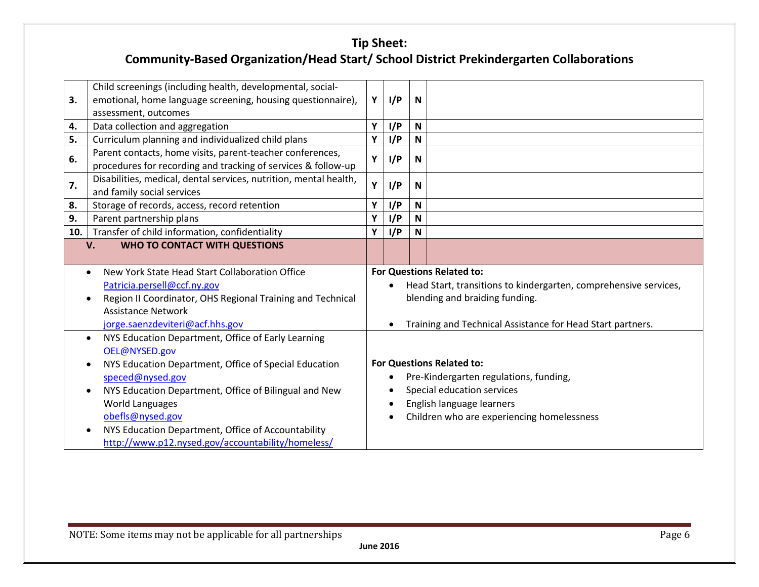## Tip Sheet:
## Community-Based Organization/Head Start/ School District Prekindergarten Collaborations

| | | | | | |
|---|---|---|---|---|---|
| **3.** | Child screenings (including health, developmental, social-emotional, home language screening, housing questionnaire), assessment, outcomes | **Y** | **I/P** | **N** | |
| **4.** | Data collection and aggregation | **Y** | **I/P** | **N** | |
| **5.** | Curriculum planning and individualized child plans | **Y** | **I/P** | **N** | |
| **6.** | Parent contacts, home visits, parent-teacher conferences, procedures for recording and tracking of services & follow-up | **Y** | **I/P** | **N** | |
| **7.** | Disabilities, medical, dental services, nutrition, mental health, and family social services | **Y** | **I/P** | **N** | |
| **8.** | Storage of records, access, record retention | **Y** | **I/P** | **N** | |
| **9.** | Parent partnership plans | **Y** | **I/P** | **N** | |
| **10.** | Transfer of child information, confidentiality | **Y** | **I/P** | **N** | |

### V. WHO TO CONTACT WITH QUESTIONS

| Contact | For Questions Related to: |
|---|---|
| • New York State Head Start Collaboration Office Patricia.persell@ccf.ny.gov<br>• Region II Coordinator, OHS Regional Training and Technical Assistance Network jorge.saenzdeviteri@acf.hhs.gov | **For Questions Related to:**<br>• Head Start, transitions to kindergarten, comprehensive services, blending and braiding funding.<br>• Training and Technical Assistance for Head Start partners. |
| • NYS Education Department, Office of Early Learning OEL@NYSED.gov<br>• NYS Education Department, Office of Special Education speced@nysed.gov<br>• NYS Education Department, Office of Bilingual and New World Languages obefls@nysed.gov<br>• NYS Education Department, Office of Accountability http://www.p12.nysed.gov/accountability/homeless/ | **For Questions Related to:**<br>• Pre-Kindergarten regulations, funding,<br>• Special education services<br>• English language learners<br>• Children who are experiencing homelessness |

NOTE: Some items may not be applicable for all partnerships

**June 2016**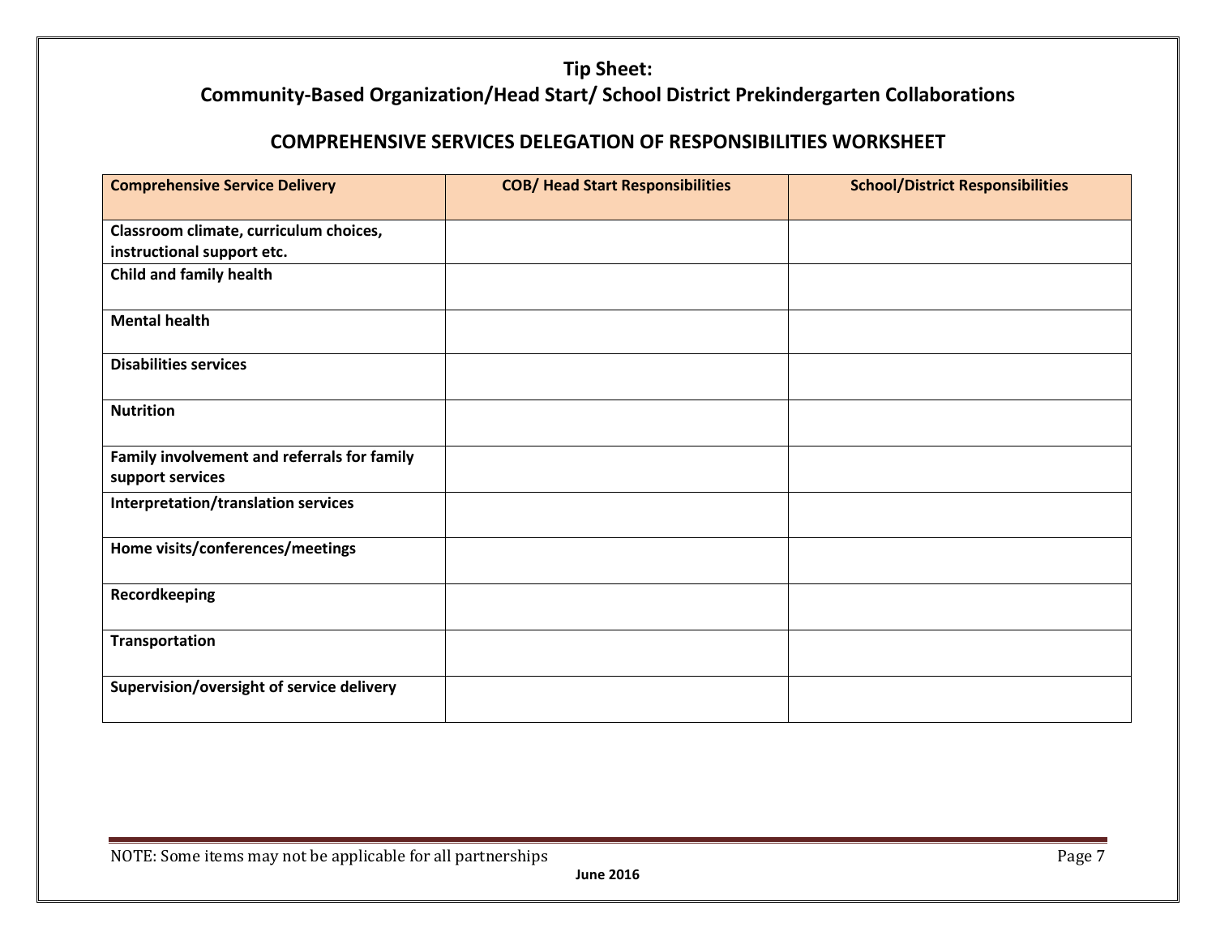**Tip Sheet:**
**Community-Based Organization/Head Start/ School District Prekindergarten Collaborations**

## COMPREHENSIVE SERVICES DELEGATION OF RESPONSIBILITIES WORKSHEET

| Comprehensive Service Delivery | COB/ Head Start Responsibilities | School/District Responsibilities |
|---|---|---|
| **Classroom climate, curriculum choices, instructional support etc.** | | |
| **Child and family health** | | |
| **Mental health** | | |
| **Disabilities services** | | |
| **Nutrition** | | |
| **Family involvement and referrals for family support services** | | |
| **Interpretation/translation services** | | |
| **Home visits/conferences/meetings** | | |
| **Recordkeeping** | | |
| **Transportation** | | |
| **Supervision/oversight of service delivery** | | |

NOTE: Some items may not be applicable for all partnerships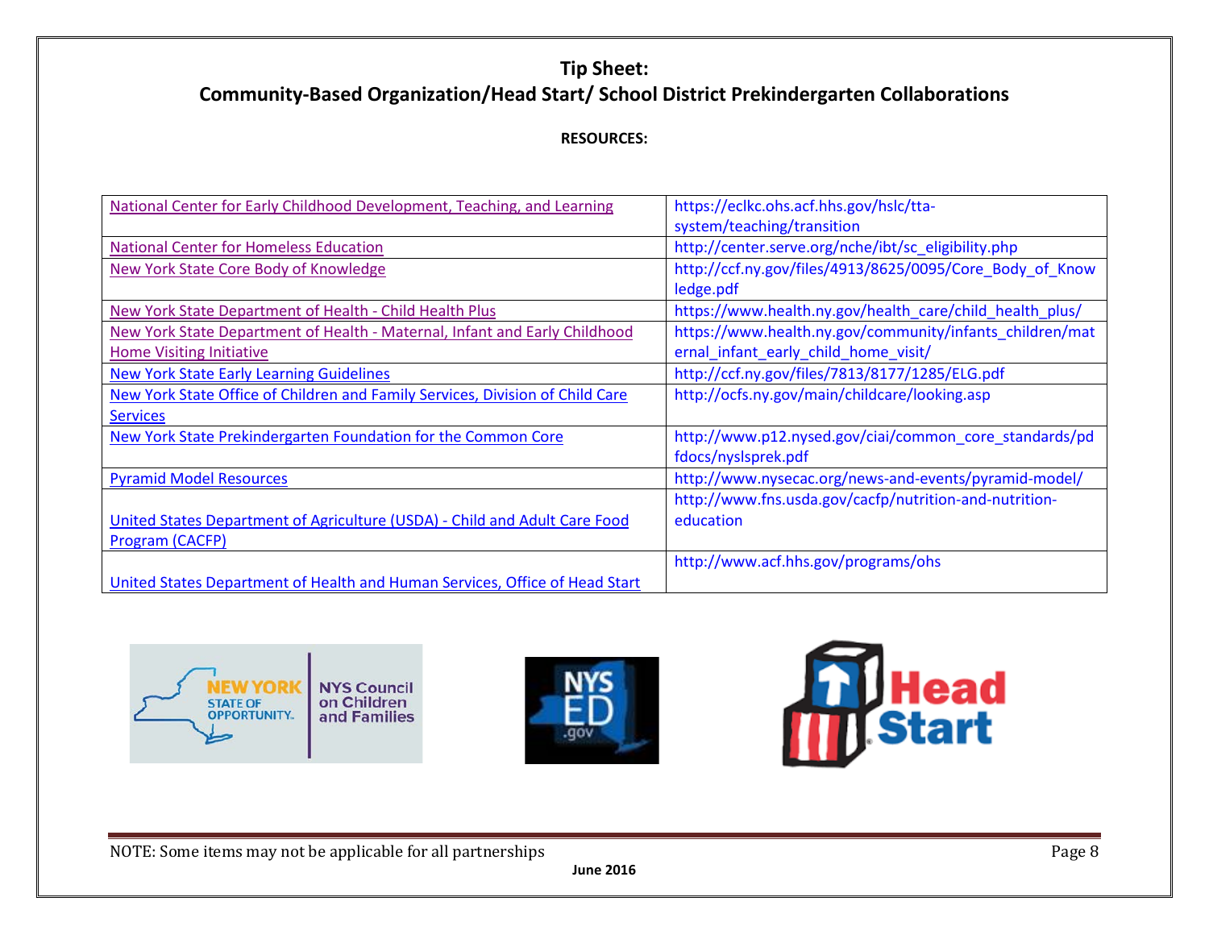## Tip Sheet:
## Community-Based Organization/Head Start/ School District Prekindergarten Collaborations

**RESOURCES:**

| | |
|---|---|
| National Center for Early Childhood Development, Teaching, and Learning | https://eclkc.ohs.acf.hhs.gov/hslc/tta-system/teaching/transition |
| National Center for Homeless Education | http://center.serve.org/nche/ibt/sc_eligibility.php |
| New York State Core Body of Knowledge | http://ccf.ny.gov/files/4913/8625/0095/Core_Body_of_Knowledge.pdf |
| New York State Department of Health - Child Health Plus | https://www.health.ny.gov/health_care/child_health_plus/ |
| New York State Department of Health - Maternal, Infant and Early Childhood Home Visiting Initiative | https://www.health.ny.gov/community/infants_children/maternal_infant_early_child_home_visit/ |
| New York State Early Learning Guidelines | http://ccf.ny.gov/files/7813/8177/1285/ELG.pdf |
| New York State Office of Children and Family Services, Division of Child Care Services | http://ocfs.ny.gov/main/childcare/looking.asp |
| New York State Prekindergarten Foundation for the Common Core | http://www.p12.nysed.gov/ciai/common_core_standards/pdfdocs/nyslsprek.pdf |
| Pyramid Model Resources | http://www.nysecac.org/news-and-events/pyramid-model/ |
| United States Department of Agriculture (USDA) - Child and Adult Care Food Program (CACFP) | http://www.fns.usda.gov/cacfp/nutrition-and-nutrition-education |
| United States Department of Health and Human Services, Office of Head Start | http://www.acf.hhs.gov/programs/ohs |

NOTE: Some items may not be applicable for all partnerships

June 2016